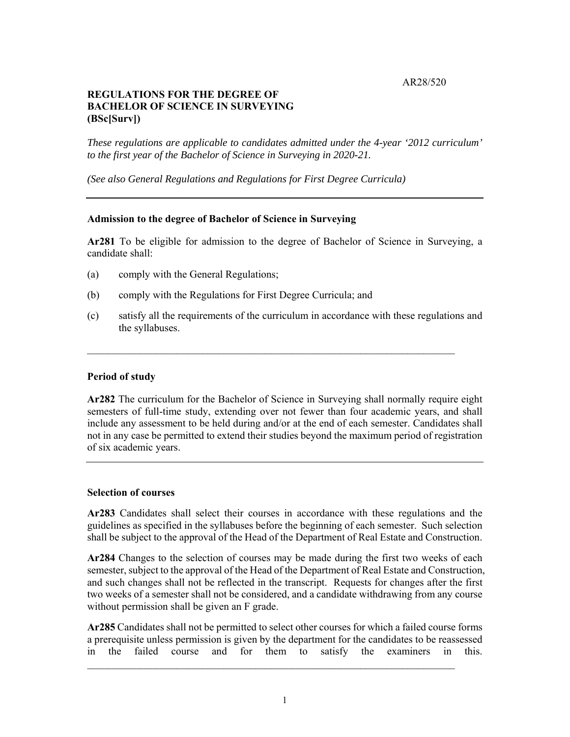AR28/520

**REGULATIONS FOR THE DEGREE OF BACHELOR OF SCIENCE IN SURVEYING (BSc[Surv])**

*These regulations are applicable to candidates admitted under the 4-year '2012 curriculum' to the first year of the Bachelor of Science in Surveying in 2020-21.*

*(See also General Regulations and Regulations for First Degree Curricula)*

---

**Admission to the degree of Bachelor of Science in Surveying**

**Ar281** To be eligible for admission to the degree of Bachelor of Science in Surveying, a candidate shall:

(a) comply with the General Regulations;

(b) comply with the Regulations for First Degree Curricula; and

(c) satisfy all the requirements of the curriculum in accordance with these regulations and the syllabuses.

---

**Period of study**

**Ar282** The curriculum for the Bachelor of Science in Surveying shall normally require eight semesters of full-time study, extending over not fewer than four academic years, and shall include any assessment to be held during and/or at the end of each semester. Candidates shall not in any case be permitted to extend their studies beyond the maximum period of registration of six academic years.

---

**Selection of courses**

**Ar283** Candidates shall select their courses in accordance with these regulations and the guidelines as specified in the syllabuses before the beginning of each semester. Such selection shall be subject to the approval of the Head of the Department of Real Estate and Construction.

**Ar284** Changes to the selection of courses may be made during the first two weeks of each semester, subject to the approval of the Head of the Department of Real Estate and Construction, and such changes shall not be reflected in the transcript. Requests for changes after the first two weeks of a semester shall not be considered, and a candidate withdrawing from any course without permission shall be given an F grade.

**Ar285** Candidates shall not be permitted to select other courses for which a failed course forms a prerequisite unless permission is given by the department for the candidates to be reassessed in the failed course and for them to satisfy the examiners in this.

---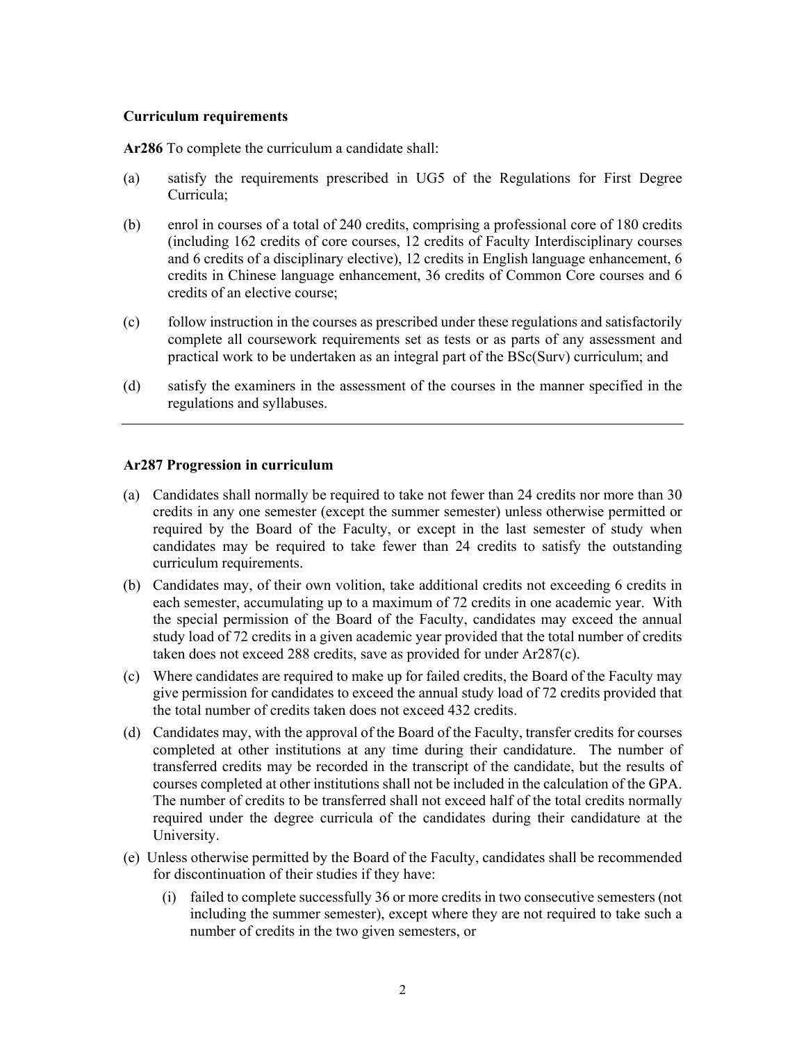**Curriculum requirements**

**Ar286** To complete the curriculum a candidate shall:

(a) satisfy the requirements prescribed in UG5 of the Regulations for First Degree Curricula;

(b) enrol in courses of a total of 240 credits, comprising a professional core of 180 credits (including 162 credits of core courses, 12 credits of Faculty Interdisciplinary courses and 6 credits of a disciplinary elective), 12 credits in English language enhancement, 6 credits in Chinese language enhancement, 36 credits of Common Core courses and 6 credits of an elective course;

(c) follow instruction in the courses as prescribed under these regulations and satisfactorily complete all coursework requirements set as tests or as parts of any assessment and practical work to be undertaken as an integral part of the BSc(Surv) curriculum; and

(d) satisfy the examiners in the assessment of the courses in the manner specified in the regulations and syllabuses.

---

**Ar287 Progression in curriculum**

(a) Candidates shall normally be required to take not fewer than 24 credits nor more than 30 credits in any one semester (except the summer semester) unless otherwise permitted or required by the Board of the Faculty, or except in the last semester of study when candidates may be required to take fewer than 24 credits to satisfy the outstanding curriculum requirements.

(b) Candidates may, of their own volition, take additional credits not exceeding 6 credits in each semester, accumulating up to a maximum of 72 credits in one academic year. With the special permission of the Board of the Faculty, candidates may exceed the annual study load of 72 credits in a given academic year provided that the total number of credits taken does not exceed 288 credits, save as provided for under Ar287(c).

(c) Where candidates are required to make up for failed credits, the Board of the Faculty may give permission for candidates to exceed the annual study load of 72 credits provided that the total number of credits taken does not exceed 432 credits.

(d) Candidates may, with the approval of the Board of the Faculty, transfer credits for courses completed at other institutions at any time during their candidature. The number of transferred credits may be recorded in the transcript of the candidate, but the results of courses completed at other institutions shall not be included in the calculation of the GPA. The number of credits to be transferred shall not exceed half of the total credits normally required under the degree curricula of the candidates during their candidature at the University.

(e) Unless otherwise permitted by the Board of the Faculty, candidates shall be recommended for discontinuation of their studies if they have:

   (i) failed to complete successfully 36 or more credits in two consecutive semesters (not including the summer semester), except where they are not required to take such a number of credits in the two given semesters, or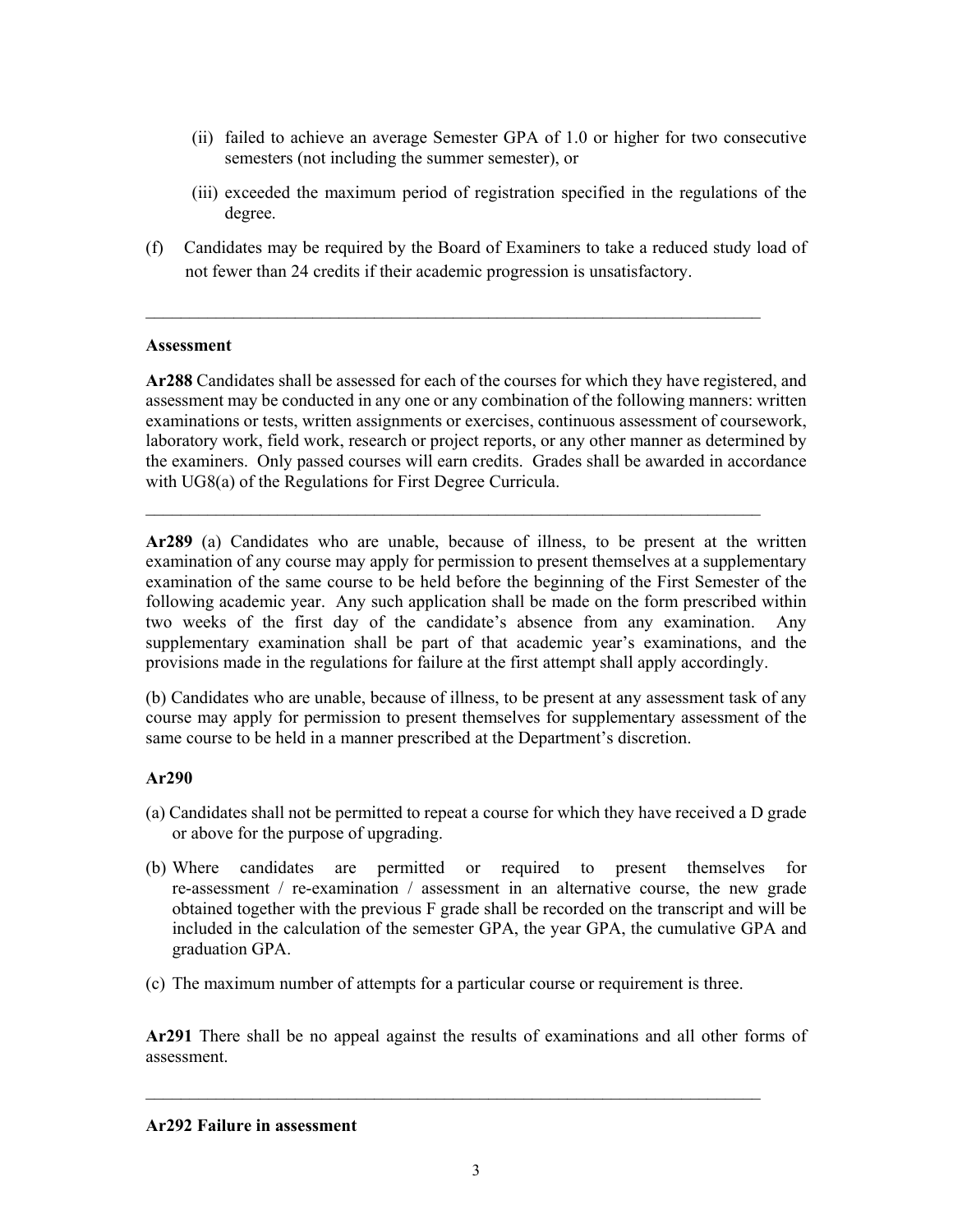(ii) failed to achieve an average Semester GPA of 1.0 or higher for two consecutive semesters (not including the summer semester), or

(iii) exceeded the maximum period of registration specified in the regulations of the degree.

(f) Candidates may be required by the Board of Examiners to take a reduced study load of not fewer than 24 credits if their academic progression is unsatisfactory.

---

**Assessment**

**Ar288** Candidates shall be assessed for each of the courses for which they have registered, and assessment may be conducted in any one or any combination of the following manners: written examinations or tests, written assignments or exercises, continuous assessment of coursework, laboratory work, field work, research or project reports, or any other manner as determined by the examiners. Only passed courses will earn credits. Grades shall be awarded in accordance with UG8(a) of the Regulations for First Degree Curricula.

---

**Ar289** (a) Candidates who are unable, because of illness, to be present at the written examination of any course may apply for permission to present themselves at a supplementary examination of the same course to be held before the beginning of the First Semester of the following academic year. Any such application shall be made on the form prescribed within two weeks of the first day of the candidate's absence from any examination. Any supplementary examination shall be part of that academic year's examinations, and the provisions made in the regulations for failure at the first attempt shall apply accordingly.

(b) Candidates who are unable, because of illness, to be present at any assessment task of any course may apply for permission to present themselves for supplementary assessment of the same course to be held in a manner prescribed at the Department's discretion.

**Ar290**

(a) Candidates shall not be permitted to repeat a course for which they have received a D grade or above for the purpose of upgrading.

(b) Where candidates are permitted or required to present themselves for re-assessment / re-examination / assessment in an alternative course, the new grade obtained together with the previous F grade shall be recorded on the transcript and will be included in the calculation of the semester GPA, the year GPA, the cumulative GPA and graduation GPA.

(c) The maximum number of attempts for a particular course or requirement is three.

**Ar291** There shall be no appeal against the results of examinations and all other forms of assessment.

---

**Ar292 Failure in assessment**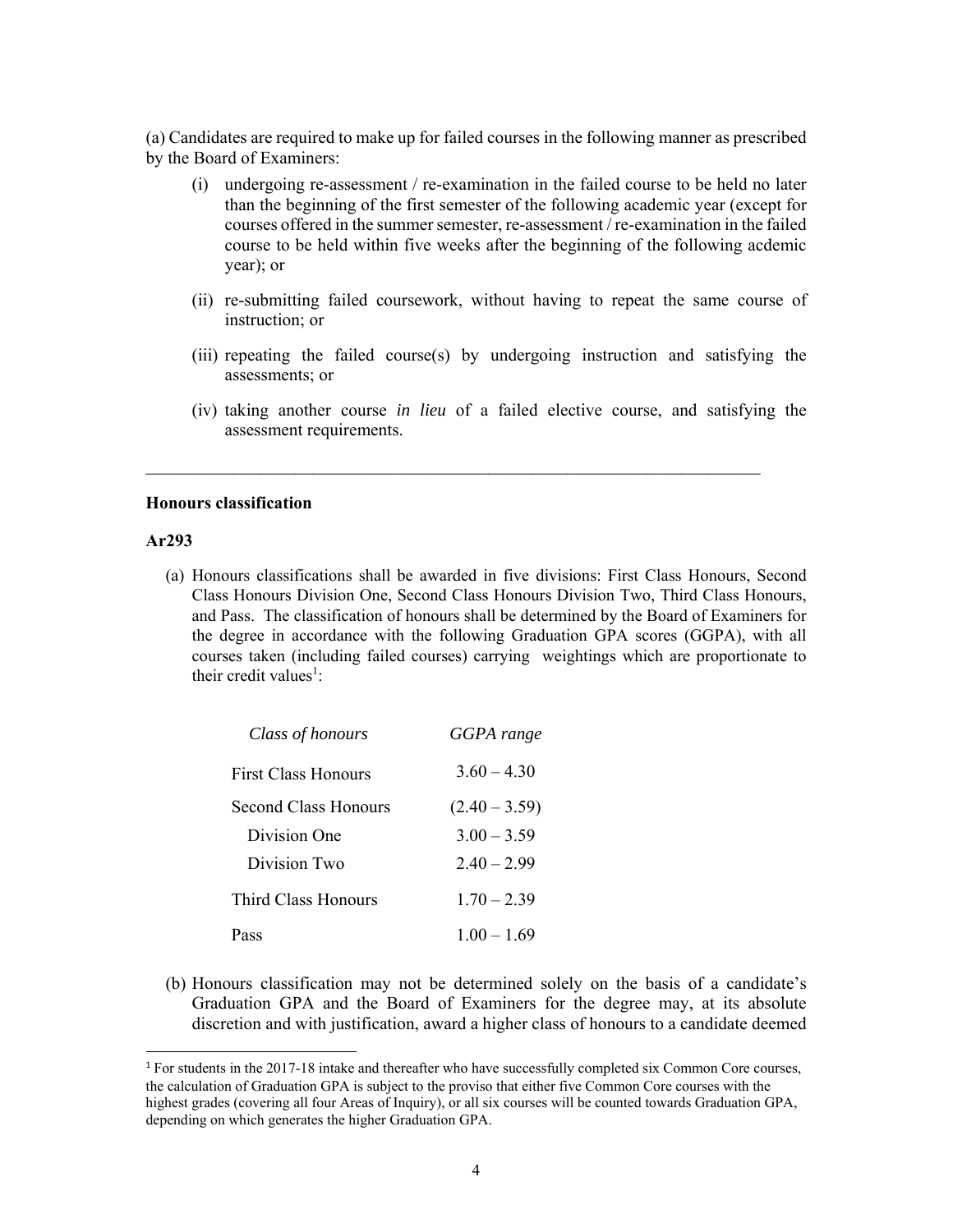(a) Candidates are required to make up for failed courses in the following manner as prescribed by the Board of Examiners:

(i) undergoing re-assessment / re-examination in the failed course to be held no later than the beginning of the first semester of the following academic year (except for courses offered in the summer semester, re-assessment / re-examination in the failed course to be held within five weeks after the beginning of the following acdemic year); or

(ii) re-submitting failed coursework, without having to repeat the same course of instruction; or

(iii) repeating the failed course(s) by undergoing instruction and satisfying the assessments; or

(iv) taking another course *in lieu* of a failed elective course, and satisfying the assessment requirements.

---

**Honours classification**

**Ar293**

(a) Honours classifications shall be awarded in five divisions: First Class Honours, Second Class Honours Division One, Second Class Honours Division Two, Third Class Honours, and Pass. The classification of honours shall be determined by the Board of Examiners for the degree in accordance with the following Graduation GPA scores (GGPA), with all courses taken (including failed courses) carrying weightings which are proportionate to their credit values[1]:

| *Class of honours* | *GGPA range* |
|---|---|
| First Class Honours | 3.60 – 4.30 |
| Second Class Honours | (2.40 – 3.59) |
| Division One | 3.00 – 3.59 |
| Division Two | 2.40 – 2.99 |
| Third Class Honours | 1.70 – 2.39 |
| Pass | 1.00 – 1.69 |

(b) Honours classification may not be determined solely on the basis of a candidate's Graduation GPA and the Board of Examiners for the degree may, at its absolute discretion and with justification, award a higher class of honours to a candidate deemed

[1] For students in the 2017-18 intake and thereafter who have successfully completed six Common Core courses, the calculation of Graduation GPA is subject to the proviso that either five Common Core courses with the highest grades (covering all four Areas of Inquiry), or all six courses will be counted towards Graduation GPA, depending on which generates the higher Graduation GPA.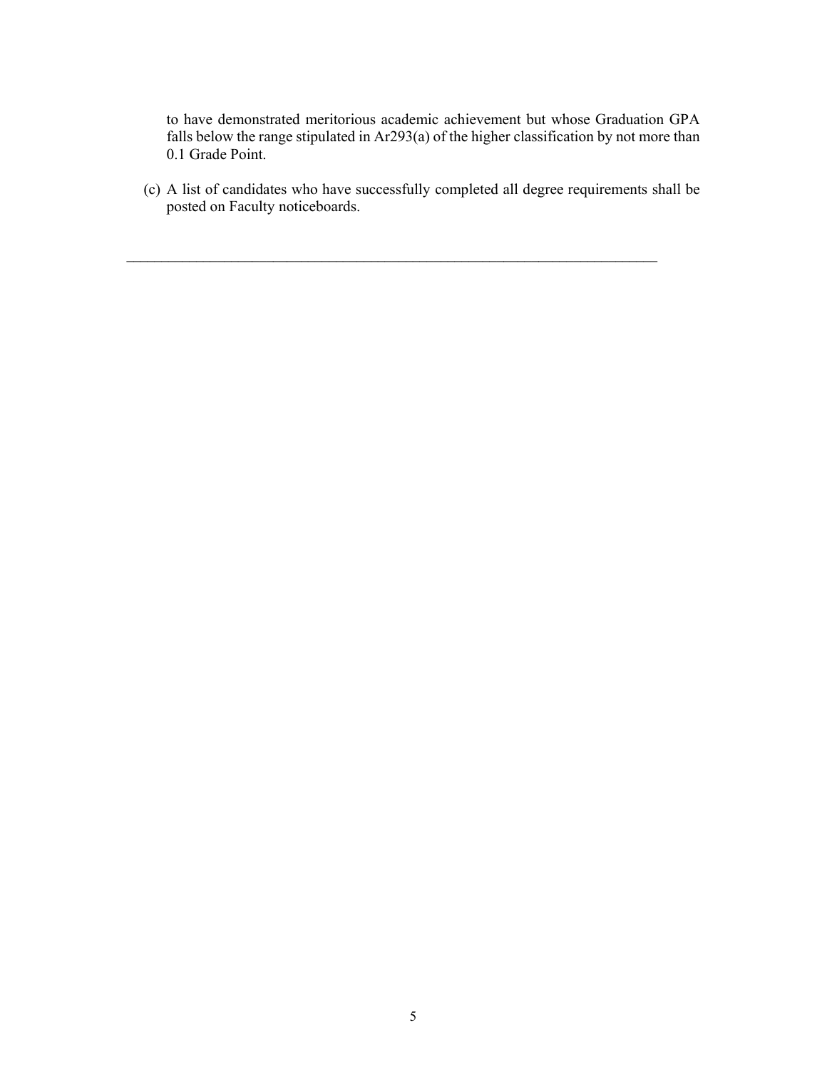to have demonstrated meritorious academic achievement but whose Graduation GPA falls below the range stipulated in Ar293(a) of the higher classification by not more than 0.1 Grade Point.

(c) A list of candidates who have successfully completed all degree requirements shall be posted on Faculty noticeboards.

---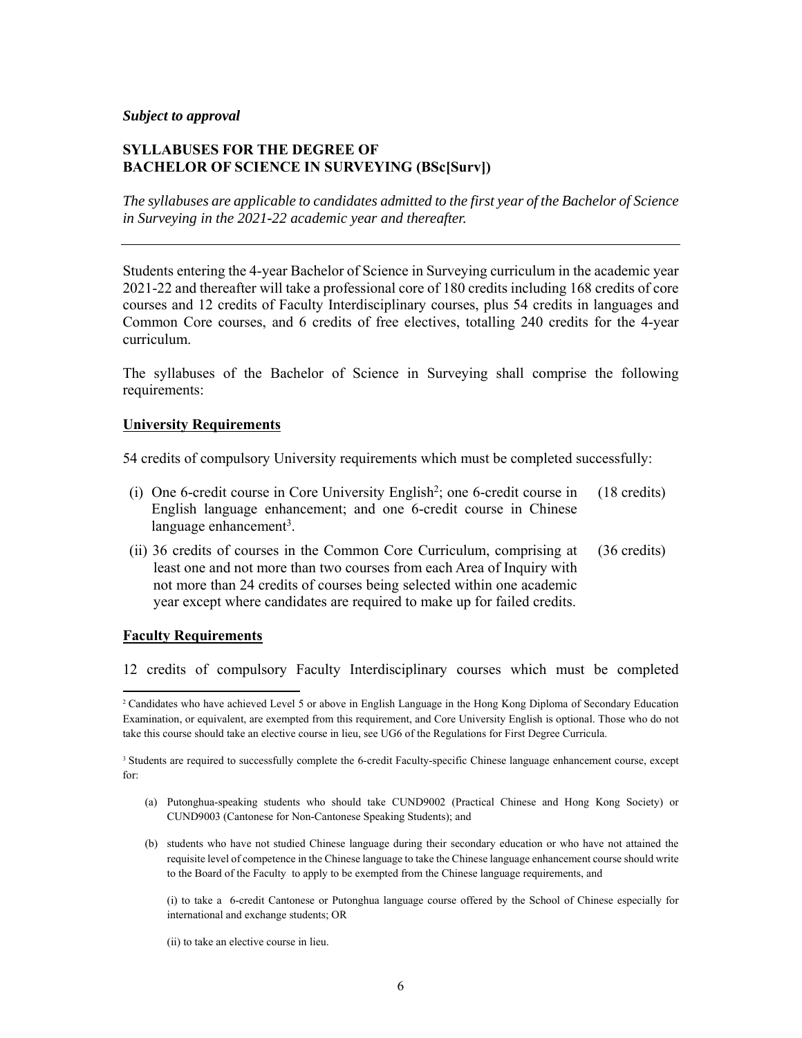*Subject to approval*

**SYLLABUSES FOR THE DEGREE OF BACHELOR OF SCIENCE IN SURVEYING (BSc[Surv])**

*The syllabuses are applicable to candidates admitted to the first year of the Bachelor of Science in Surveying in the 2021-22 academic year and thereafter.*

---

Students entering the 4-year Bachelor of Science in Surveying curriculum in the academic year 2021-22 and thereafter will take a professional core of 180 credits including 168 credits of core courses and 12 credits of Faculty Interdisciplinary courses, plus 54 credits in languages and Common Core courses, and 6 credits of free electives, totalling 240 credits for the 4-year curriculum.

The syllabuses of the Bachelor of Science in Surveying shall comprise the following requirements:

**University Requirements**

54 credits of compulsory University requirements which must be completed successfully:

(i) One 6-credit course in Core University English[2]; one 6-credit course in English language enhancement; and one 6-credit course in Chinese language enhancement[3]. (18 credits)

(ii) 36 credits of courses in the Common Core Curriculum, comprising at least one and not more than two courses from each Area of Inquiry with not more than 24 credits of courses being selected within one academic year except where candidates are required to make up for failed credits. (36 credits)

**Faculty Requirements**

12 credits of compulsory Faculty Interdisciplinary courses which must be completed

---

[2] Candidates who have achieved Level 5 or above in English Language in the Hong Kong Diploma of Secondary Education Examination, or equivalent, are exempted from this requirement, and Core University English is optional. Those who do not take this course should take an elective course in lieu, see UG6 of the Regulations for First Degree Curricula.

[3] Students are required to successfully complete the 6-credit Faculty-specific Chinese language enhancement course, except for:

(a) Putonghua-speaking students who should take CUND9002 (Practical Chinese and Hong Kong Society) or CUND9003 (Cantonese for Non-Cantonese Speaking Students); and

(b) students who have not studied Chinese language during their secondary education or who have not attained the requisite level of competence in the Chinese language to take the Chinese language enhancement course should write to the Board of the Faculty to apply to be exempted from the Chinese language requirements, and

(i) to take a 6-credit Cantonese or Putonghua language course offered by the School of Chinese especially for international and exchange students; OR

(ii) to take an elective course in lieu.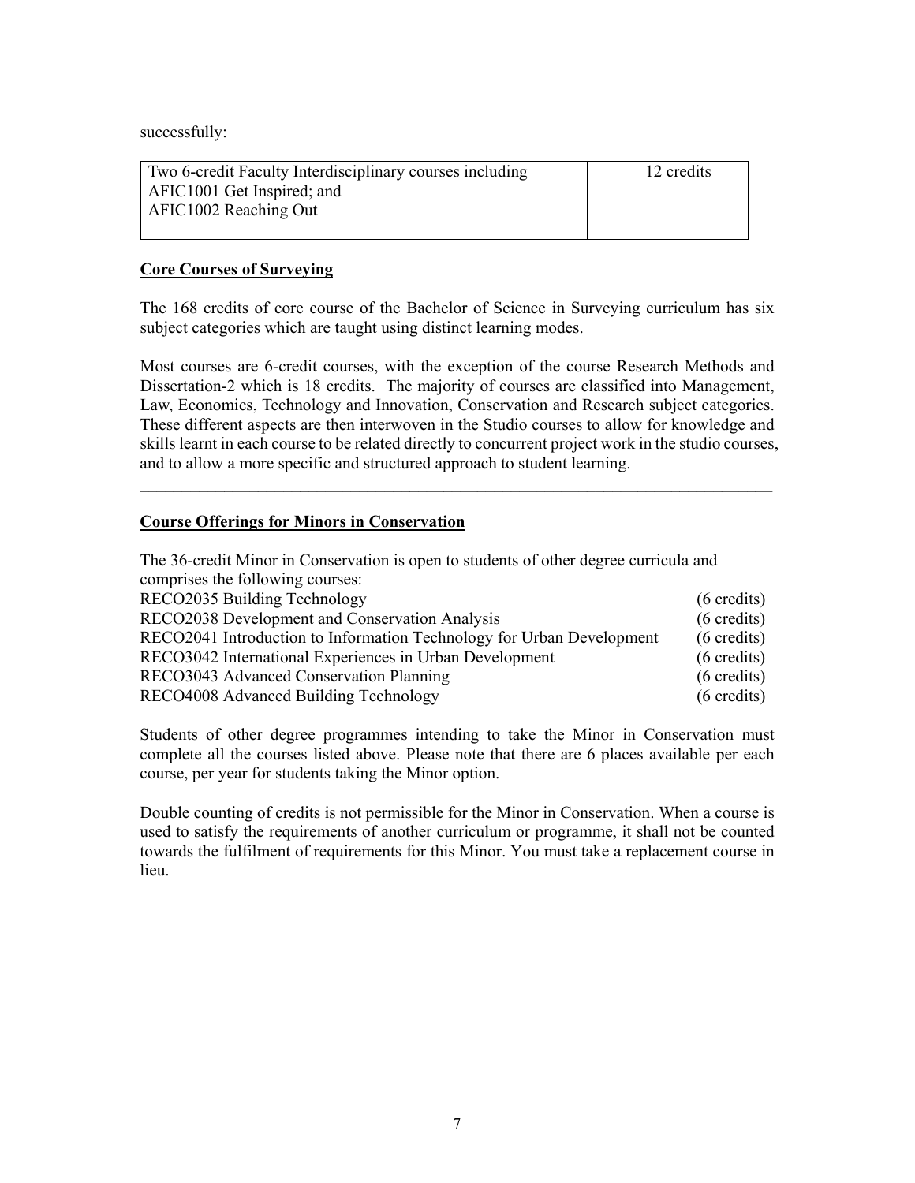successfully:

| Two 6-credit Faculty Interdisciplinary courses including AFIC1001 Get Inspired; and AFIC1002 Reaching Out | 12 credits |
|---|---|

**Core Courses of Surveying**

The 168 credits of core course of the Bachelor of Science in Surveying curriculum has six subject categories which are taught using distinct learning modes.

Most courses are 6-credit courses, with the exception of the course Research Methods and Dissertation-2 which is 18 credits. The majority of courses are classified into Management, Law, Economics, Technology and Innovation, Conservation and Research subject categories. These different aspects are then interwoven in the Studio courses to allow for knowledge and skills learnt in each course to be related directly to concurrent project work in the studio courses, and to allow a more specific and structured approach to student learning.

---

**Course Offerings for Minors in Conservation**

The 36-credit Minor in Conservation is open to students of other degree curricula and comprises the following courses:

| Course | Credits |
|---|---|
| RECO2035 Building Technology | (6 credits) |
| RECO2038 Development and Conservation Analysis | (6 credits) |
| RECO2041 Introduction to Information Technology for Urban Development | (6 credits) |
| RECO3042 International Experiences in Urban Development | (6 credits) |
| RECO3043 Advanced Conservation Planning | (6 credits) |
| RECO4008 Advanced Building Technology | (6 credits) |

Students of other degree programmes intending to take the Minor in Conservation must complete all the courses listed above. Please note that there are 6 places available per each course, per year for students taking the Minor option.

Double counting of credits is not permissible for the Minor in Conservation. When a course is used to satisfy the requirements of another curriculum or programme, it shall not be counted towards the fulfilment of requirements for this Minor. You must take a replacement course in lieu.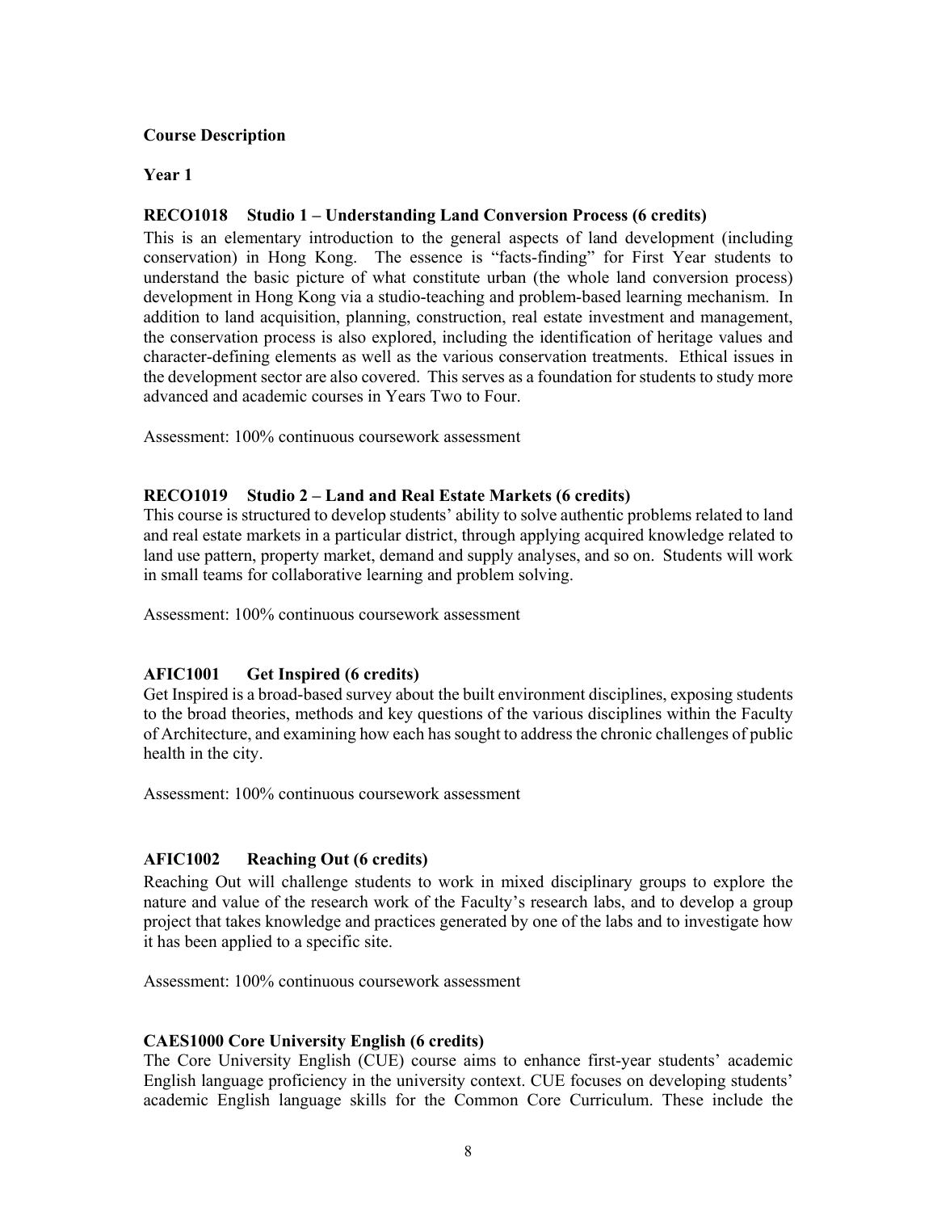**Course Description**

**Year 1**

**RECO1018 Studio 1 – Understanding Land Conversion Process (6 credits)**

This is an elementary introduction to the general aspects of land development (including conservation) in Hong Kong. The essence is "facts-finding" for First Year students to understand the basic picture of what constitute urban (the whole land conversion process) development in Hong Kong via a studio-teaching and problem-based learning mechanism. In addition to land acquisition, planning, construction, real estate investment and management, the conservation process is also explored, including the identification of heritage values and character-defining elements as well as the various conservation treatments. Ethical issues in the development sector are also covered. This serves as a foundation for students to study more advanced and academic courses in Years Two to Four.

Assessment: 100% continuous coursework assessment

**RECO1019 Studio 2 – Land and Real Estate Markets (6 credits)**

This course is structured to develop students' ability to solve authentic problems related to land and real estate markets in a particular district, through applying acquired knowledge related to land use pattern, property market, demand and supply analyses, and so on. Students will work in small teams for collaborative learning and problem solving.

Assessment: 100% continuous coursework assessment

**AFIC1001 Get Inspired (6 credits)**

Get Inspired is a broad-based survey about the built environment disciplines, exposing students to the broad theories, methods and key questions of the various disciplines within the Faculty of Architecture, and examining how each has sought to address the chronic challenges of public health in the city.

Assessment: 100% continuous coursework assessment

**AFIC1002 Reaching Out (6 credits)**

Reaching Out will challenge students to work in mixed disciplinary groups to explore the nature and value of the research work of the Faculty's research labs, and to develop a group project that takes knowledge and practices generated by one of the labs and to investigate how it has been applied to a specific site.

Assessment: 100% continuous coursework assessment

**CAES1000 Core University English (6 credits)**

The Core University English (CUE) course aims to enhance first-year students' academic English language proficiency in the university context. CUE focuses on developing students' academic English language skills for the Common Core Curriculum. These include the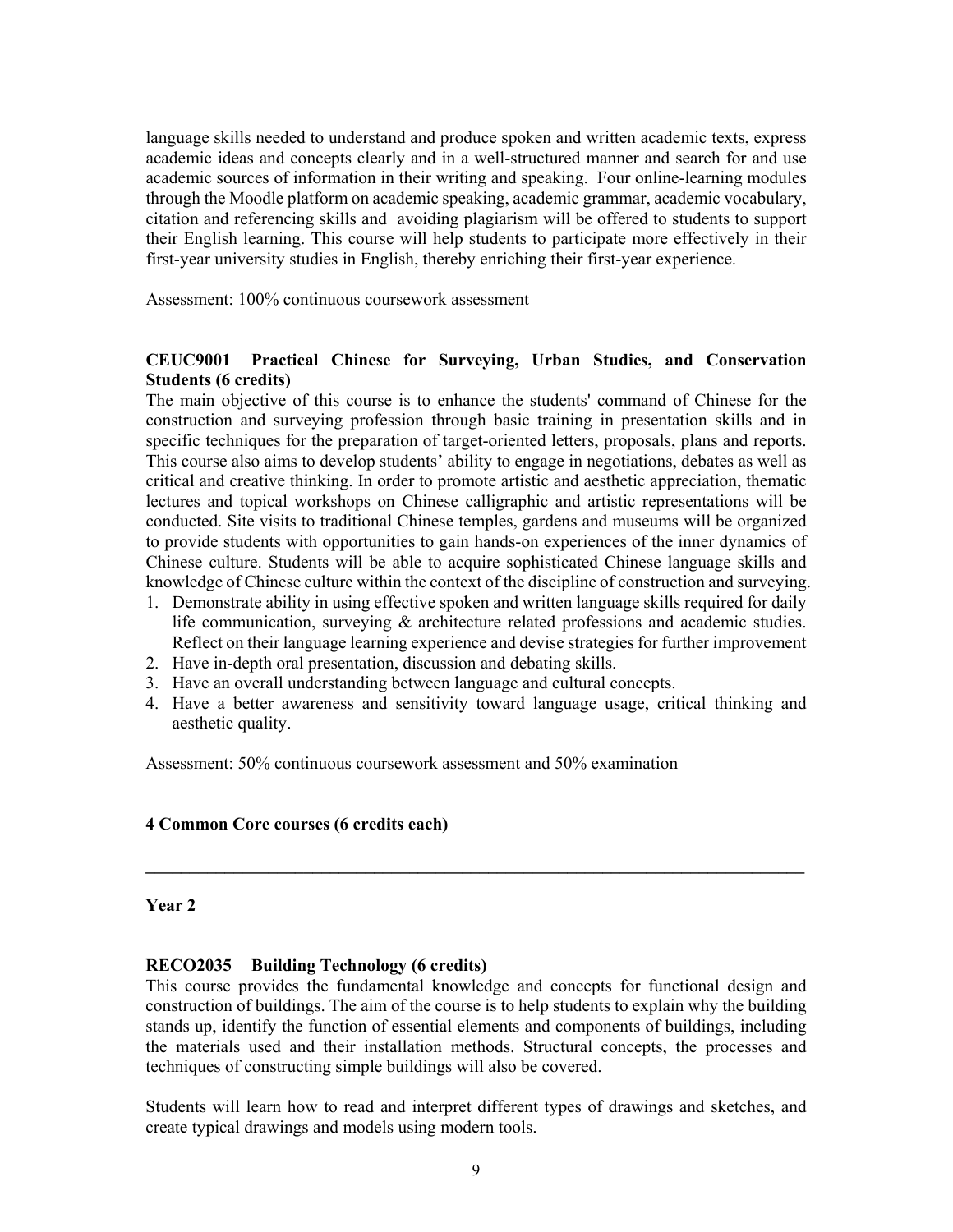language skills needed to understand and produce spoken and written academic texts, express academic ideas and concepts clearly and in a well-structured manner and search for and use academic sources of information in their writing and speaking. Four online-learning modules through the Moodle platform on academic speaking, academic grammar, academic vocabulary, citation and referencing skills and avoiding plagiarism will be offered to students to support their English learning. This course will help students to participate more effectively in their first-year university studies in English, thereby enriching their first-year experience.

Assessment: 100% continuous coursework assessment

**CEUC9001 Practical Chinese for Surveying, Urban Studies, and Conservation Students (6 credits)**

The main objective of this course is to enhance the students' command of Chinese for the construction and surveying profession through basic training in presentation skills and in specific techniques for the preparation of target-oriented letters, proposals, plans and reports. This course also aims to develop students' ability to engage in negotiations, debates as well as critical and creative thinking. In order to promote artistic and aesthetic appreciation, thematic lectures and topical workshops on Chinese calligraphic and artistic representations will be conducted. Site visits to traditional Chinese temples, gardens and museums will be organized to provide students with opportunities to gain hands-on experiences of the inner dynamics of Chinese culture. Students will be able to acquire sophisticated Chinese language skills and knowledge of Chinese culture within the context of the discipline of construction and surveying.

1. Demonstrate ability in using effective spoken and written language skills required for daily life communication, surveying & architecture related professions and academic studies. Reflect on their language learning experience and devise strategies for further improvement
2. Have in-depth oral presentation, discussion and debating skills.
3. Have an overall understanding between language and cultural concepts.
4. Have a better awareness and sensitivity toward language usage, critical thinking and aesthetic quality.

Assessment: 50% continuous coursework assessment and 50% examination

**4 Common Core courses (6 credits each)**

---

**Year 2**

**RECO2035 Building Technology (6 credits)**

This course provides the fundamental knowledge and concepts for functional design and construction of buildings. The aim of the course is to help students to explain why the building stands up, identify the function of essential elements and components of buildings, including the materials used and their installation methods. Structural concepts, the processes and techniques of constructing simple buildings will also be covered.

Students will learn how to read and interpret different types of drawings and sketches, and create typical drawings and models using modern tools.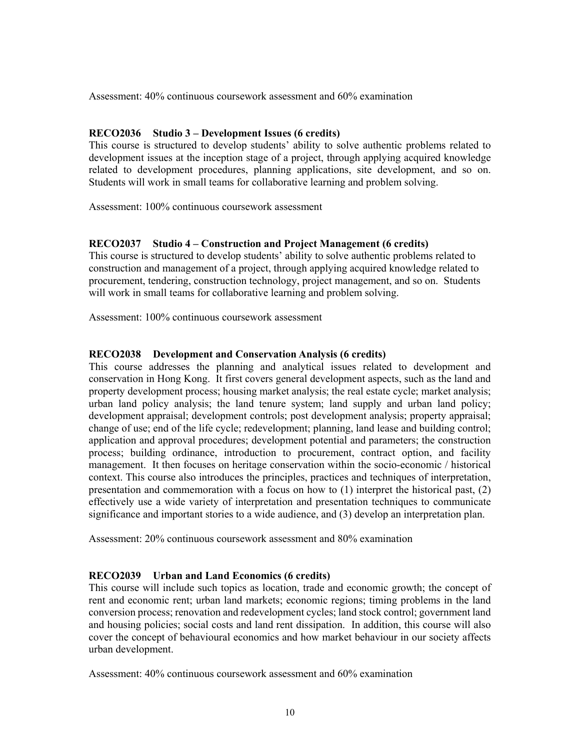Assessment: 40% continuous coursework assessment and 60% examination

**RECO2036 Studio 3 – Development Issues (6 credits)**

This course is structured to develop students' ability to solve authentic problems related to development issues at the inception stage of a project, through applying acquired knowledge related to development procedures, planning applications, site development, and so on. Students will work in small teams for collaborative learning and problem solving.

Assessment: 100% continuous coursework assessment

**RECO2037 Studio 4 – Construction and Project Management (6 credits)**

This course is structured to develop students' ability to solve authentic problems related to construction and management of a project, through applying acquired knowledge related to procurement, tendering, construction technology, project management, and so on. Students will work in small teams for collaborative learning and problem solving.

Assessment: 100% continuous coursework assessment

**RECO2038 Development and Conservation Analysis (6 credits)**

This course addresses the planning and analytical issues related to development and conservation in Hong Kong. It first covers general development aspects, such as the land and property development process; housing market analysis; the real estate cycle; market analysis; urban land policy analysis; the land tenure system; land supply and urban land policy; development appraisal; development controls; post development analysis; property appraisal; change of use; end of the life cycle; redevelopment; planning, land lease and building control; application and approval procedures; development potential and parameters; the construction process; building ordinance, introduction to procurement, contract option, and facility management. It then focuses on heritage conservation within the socio-economic / historical context. This course also introduces the principles, practices and techniques of interpretation, presentation and commemoration with a focus on how to (1) interpret the historical past, (2) effectively use a wide variety of interpretation and presentation techniques to communicate significance and important stories to a wide audience, and (3) develop an interpretation plan.

Assessment: 20% continuous coursework assessment and 80% examination

**RECO2039 Urban and Land Economics (6 credits)**

This course will include such topics as location, trade and economic growth; the concept of rent and economic rent; urban land markets; economic regions; timing problems in the land conversion process; renovation and redevelopment cycles; land stock control; government land and housing policies; social costs and land rent dissipation. In addition, this course will also cover the concept of behavioural economics and how market behaviour in our society affects urban development.

Assessment: 40% continuous coursework assessment and 60% examination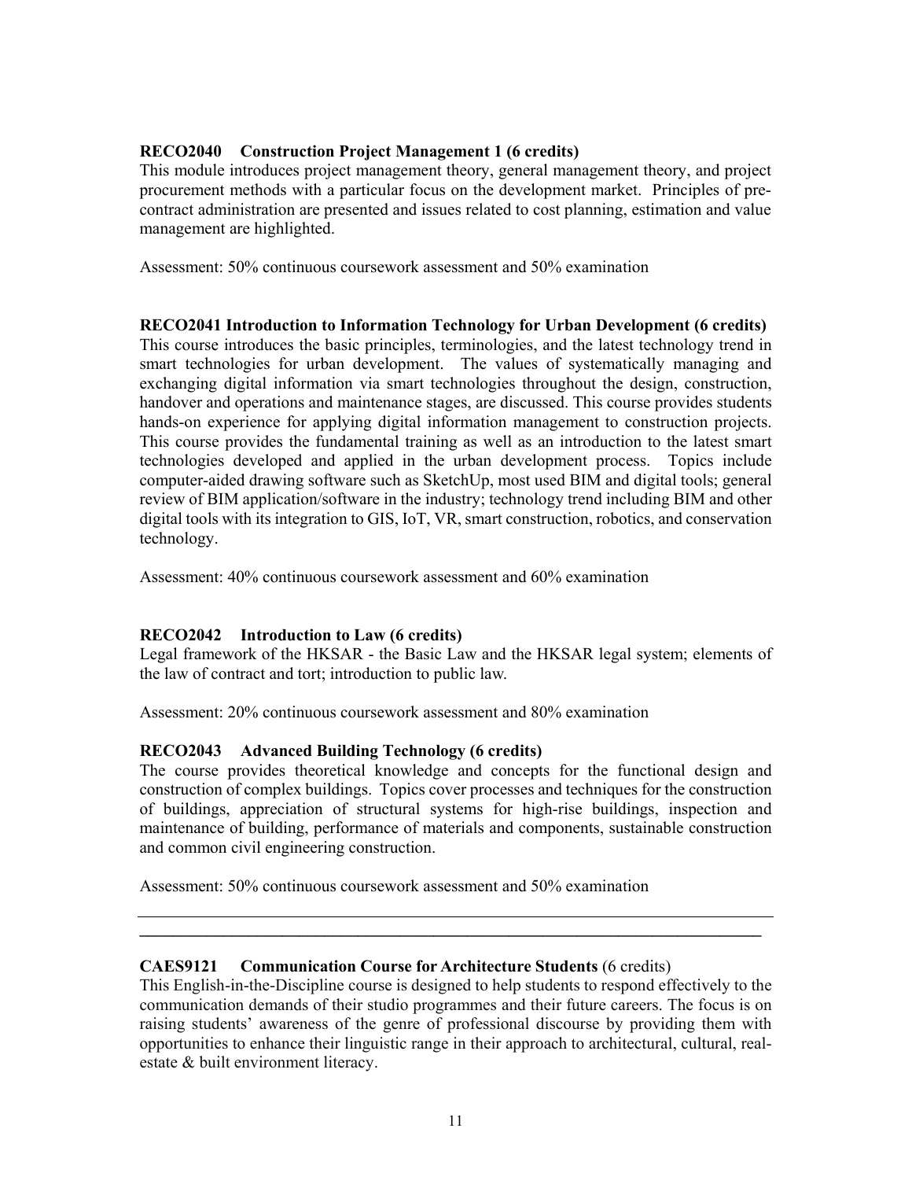**RECO2040 Construction Project Management 1 (6 credits)**

This module introduces project management theory, general management theory, and project procurement methods with a particular focus on the development market. Principles of pre-contract administration are presented and issues related to cost planning, estimation and value management are highlighted.

Assessment: 50% continuous coursework assessment and 50% examination

**RECO2041 Introduction to Information Technology for Urban Development (6 credits)**

This course introduces the basic principles, terminologies, and the latest technology trend in smart technologies for urban development. The values of systematically managing and exchanging digital information via smart technologies throughout the design, construction, handover and operations and maintenance stages, are discussed. This course provides students hands-on experience for applying digital information management to construction projects. This course provides the fundamental training as well as an introduction to the latest smart technologies developed and applied in the urban development process. Topics include computer-aided drawing software such as SketchUp, most used BIM and digital tools; general review of BIM application/software in the industry; technology trend including BIM and other digital tools with its integration to GIS, IoT, VR, smart construction, robotics, and conservation technology.

Assessment: 40% continuous coursework assessment and 60% examination

**RECO2042 Introduction to Law (6 credits)**

Legal framework of the HKSAR - the Basic Law and the HKSAR legal system; elements of the law of contract and tort; introduction to public law.

Assessment: 20% continuous coursework assessment and 80% examination

**RECO2043 Advanced Building Technology (6 credits)**

The course provides theoretical knowledge and concepts for the functional design and construction of complex buildings. Topics cover processes and techniques for the construction of buildings, appreciation of structural systems for high-rise buildings, inspection and maintenance of building, performance of materials and components, sustainable construction and common civil engineering construction.

Assessment: 50% continuous coursework assessment and 50% examination

---

**CAES9121 Communication Course for Architecture Students** (6 credits)

This English-in-the-Discipline course is designed to help students to respond effectively to the communication demands of their studio programmes and their future careers. The focus is on raising students' awareness of the genre of professional discourse by providing them with opportunities to enhance their linguistic range in their approach to architectural, cultural, real-estate & built environment literacy.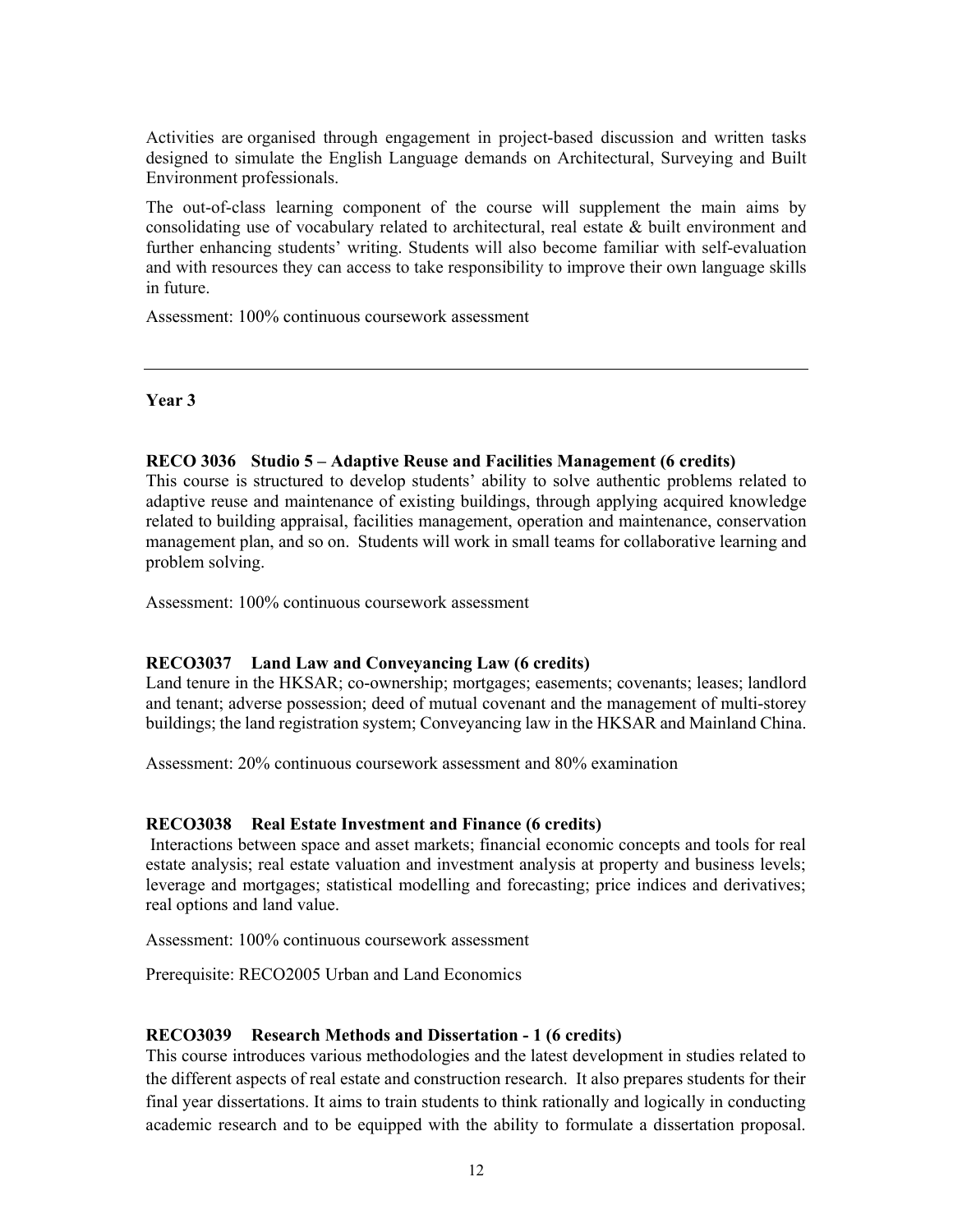Activities are organised through engagement in project-based discussion and written tasks designed to simulate the English Language demands on Architectural, Surveying and Built Environment professionals.

The out-of-class learning component of the course will supplement the main aims by consolidating use of vocabulary related to architectural, real estate & built environment and further enhancing students' writing. Students will also become familiar with self-evaluation and with resources they can access to take responsibility to improve their own language skills in future.

Assessment: 100% continuous coursework assessment

---

## Year 3

**RECO 3036 Studio 5 – Adaptive Reuse and Facilities Management (6 credits)**
This course is structured to develop students' ability to solve authentic problems related to adaptive reuse and maintenance of existing buildings, through applying acquired knowledge related to building appraisal, facilities management, operation and maintenance, conservation management plan, and so on. Students will work in small teams for collaborative learning and problem solving.

Assessment: 100% continuous coursework assessment

**RECO3037 Land Law and Conveyancing Law (6 credits)**
Land tenure in the HKSAR; co-ownership; mortgages; easements; covenants; leases; landlord and tenant; adverse possession; deed of mutual covenant and the management of multi-storey buildings; the land registration system; Conveyancing law in the HKSAR and Mainland China.

Assessment: 20% continuous coursework assessment and 80% examination

**RECO3038 Real Estate Investment and Finance (6 credits)**
Interactions between space and asset markets; financial economic concepts and tools for real estate analysis; real estate valuation and investment analysis at property and business levels; leverage and mortgages; statistical modelling and forecasting; price indices and derivatives; real options and land value.

Assessment: 100% continuous coursework assessment

Prerequisite: RECO2005 Urban and Land Economics

**RECO3039 Research Methods and Dissertation - 1 (6 credits)**
This course introduces various methodologies and the latest development in studies related to the different aspects of real estate and construction research. It also prepares students for their final year dissertations. It aims to train students to think rationally and logically in conducting academic research and to be equipped with the ability to formulate a dissertation proposal.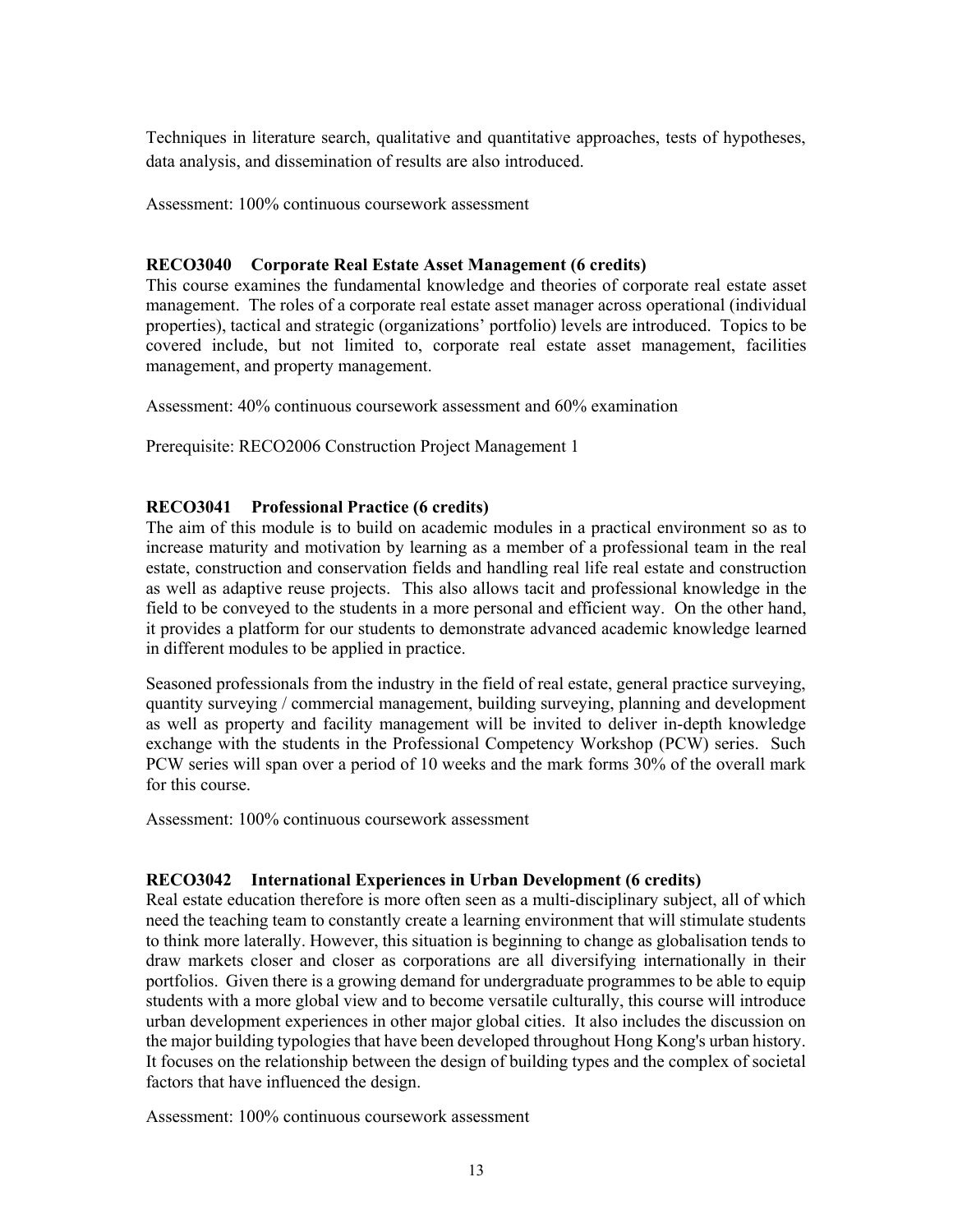Techniques in literature search, qualitative and quantitative approaches, tests of hypotheses, data analysis, and dissemination of results are also introduced.

Assessment: 100% continuous coursework assessment

**RECO3040 Corporate Real Estate Asset Management (6 credits)**

This course examines the fundamental knowledge and theories of corporate real estate asset management. The roles of a corporate real estate asset manager across operational (individual properties), tactical and strategic (organizations' portfolio) levels are introduced. Topics to be covered include, but not limited to, corporate real estate asset management, facilities management, and property management.

Assessment: 40% continuous coursework assessment and 60% examination

Prerequisite: RECO2006 Construction Project Management 1

**RECO3041 Professional Practice (6 credits)**

The aim of this module is to build on academic modules in a practical environment so as to increase maturity and motivation by learning as a member of a professional team in the real estate, construction and conservation fields and handling real life real estate and construction as well as adaptive reuse projects. This also allows tacit and professional knowledge in the field to be conveyed to the students in a more personal and efficient way. On the other hand, it provides a platform for our students to demonstrate advanced academic knowledge learned in different modules to be applied in practice.

Seasoned professionals from the industry in the field of real estate, general practice surveying, quantity surveying / commercial management, building surveying, planning and development as well as property and facility management will be invited to deliver in-depth knowledge exchange with the students in the Professional Competency Workshop (PCW) series. Such PCW series will span over a period of 10 weeks and the mark forms 30% of the overall mark for this course.

Assessment: 100% continuous coursework assessment

**RECO3042 International Experiences in Urban Development (6 credits)**

Real estate education therefore is more often seen as a multi-disciplinary subject, all of which need the teaching team to constantly create a learning environment that will stimulate students to think more laterally. However, this situation is beginning to change as globalisation tends to draw markets closer and closer as corporations are all diversifying internationally in their portfolios. Given there is a growing demand for undergraduate programmes to be able to equip students with a more global view and to become versatile culturally, this course will introduce urban development experiences in other major global cities. It also includes the discussion on the major building typologies that have been developed throughout Hong Kong's urban history. It focuses on the relationship between the design of building types and the complex of societal factors that have influenced the design.

Assessment: 100% continuous coursework assessment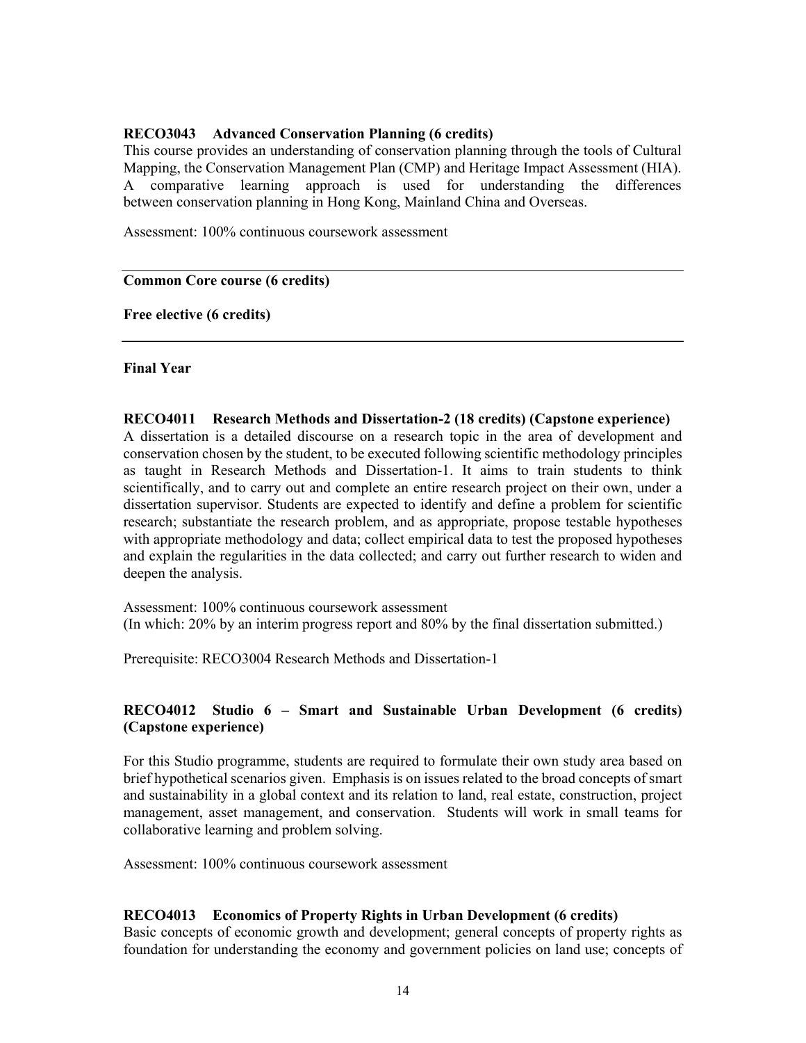**RECO3043 Advanced Conservation Planning (6 credits)**

This course provides an understanding of conservation planning through the tools of Cultural Mapping, the Conservation Management Plan (CMP) and Heritage Impact Assessment (HIA). A comparative learning approach is used for understanding the differences between conservation planning in Hong Kong, Mainland China and Overseas.

Assessment: 100% continuous coursework assessment

---

**Common Core course (6 credits)**

**Free elective (6 credits)**

---

**Final Year**

**RECO4011 Research Methods and Dissertation-2 (18 credits) (Capstone experience)**

A dissertation is a detailed discourse on a research topic in the area of development and conservation chosen by the student, to be executed following scientific methodology principles as taught in Research Methods and Dissertation-1. It aims to train students to think scientifically, and to carry out and complete an entire research project on their own, under a dissertation supervisor. Students are expected to identify and define a problem for scientific research; substantiate the research problem, and as appropriate, propose testable hypotheses with appropriate methodology and data; collect empirical data to test the proposed hypotheses and explain the regularities in the data collected; and carry out further research to widen and deepen the analysis.

Assessment: 100% continuous coursework assessment
(In which: 20% by an interim progress report and 80% by the final dissertation submitted.)

Prerequisite: RECO3004 Research Methods and Dissertation-1

**RECO4012 Studio 6 – Smart and Sustainable Urban Development (6 credits) (Capstone experience)**

For this Studio programme, students are required to formulate their own study area based on brief hypothetical scenarios given. Emphasis is on issues related to the broad concepts of smart and sustainability in a global context and its relation to land, real estate, construction, project management, asset management, and conservation. Students will work in small teams for collaborative learning and problem solving.

Assessment: 100% continuous coursework assessment

**RECO4013 Economics of Property Rights in Urban Development (6 credits)**

Basic concepts of economic growth and development; general concepts of property rights as foundation for understanding the economy and government policies on land use; concepts of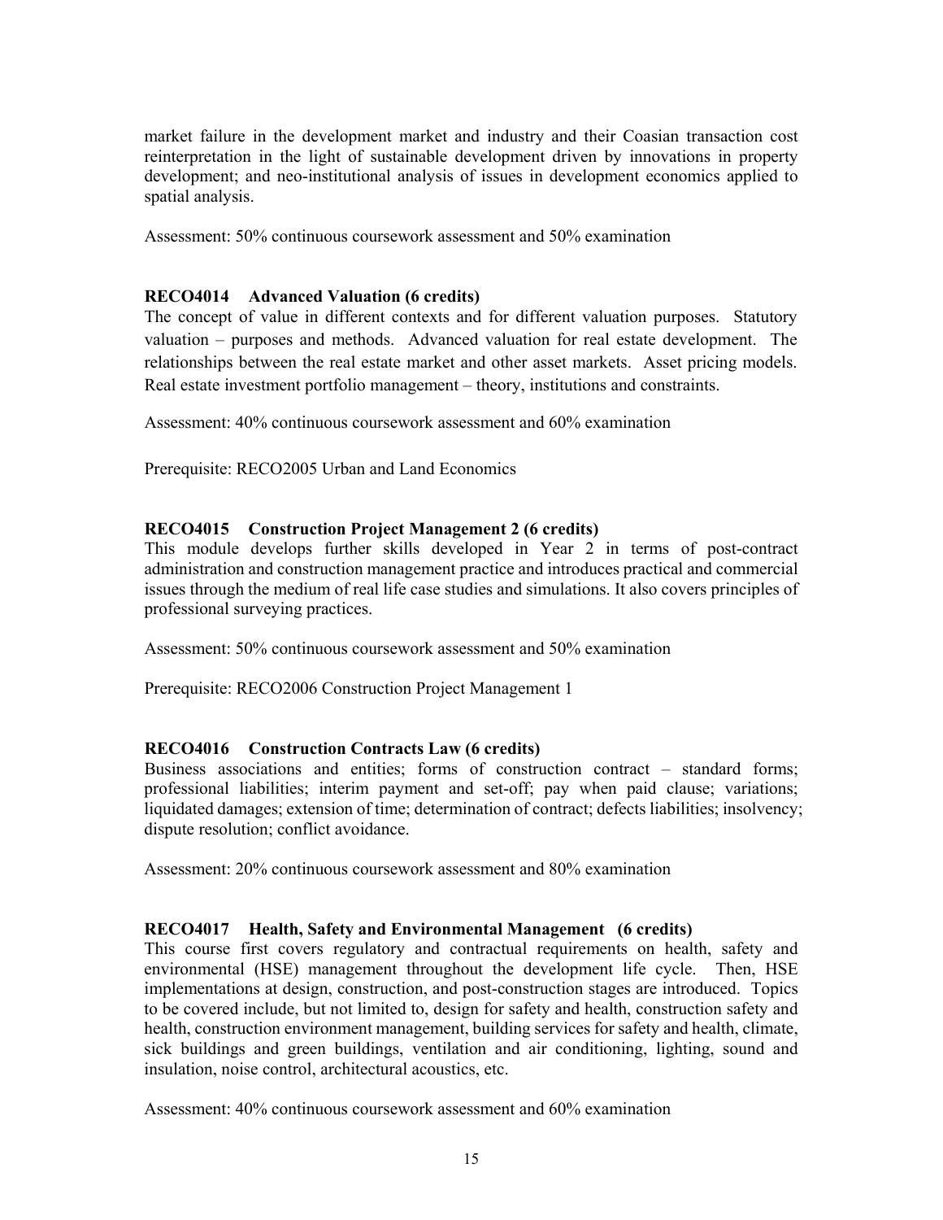market failure in the development market and industry and their Coasian transaction cost reinterpretation in the light of sustainable development driven by innovations in property development; and neo-institutional analysis of issues in development economics applied to spatial analysis.

Assessment: 50% continuous coursework assessment and 50% examination

### RECO4014 Advanced Valuation (6 credits)

The concept of value in different contexts and for different valuation purposes. Statutory valuation – purposes and methods. Advanced valuation for real estate development. The relationships between the real estate market and other asset markets. Asset pricing models. Real estate investment portfolio management – theory, institutions and constraints.

Assessment: 40% continuous coursework assessment and 60% examination

Prerequisite: RECO2005 Urban and Land Economics

### RECO4015 Construction Project Management 2 (6 credits)

This module develops further skills developed in Year 2 in terms of post-contract administration and construction management practice and introduces practical and commercial issues through the medium of real life case studies and simulations. It also covers principles of professional surveying practices.

Assessment: 50% continuous coursework assessment and 50% examination

Prerequisite: RECO2006 Construction Project Management 1

### RECO4016 Construction Contracts Law (6 credits)

Business associations and entities; forms of construction contract – standard forms; professional liabilities; interim payment and set-off; pay when paid clause; variations; liquidated damages; extension of time; determination of contract; defects liabilities; insolvency; dispute resolution; conflict avoidance.

Assessment: 20% continuous coursework assessment and 80% examination

### RECO4017 Health, Safety and Environmental Management (6 credits)

This course first covers regulatory and contractual requirements on health, safety and environmental (HSE) management throughout the development life cycle. Then, HSE implementations at design, construction, and post-construction stages are introduced. Topics to be covered include, but not limited to, design for safety and health, construction safety and health, construction environment management, building services for safety and health, climate, sick buildings and green buildings, ventilation and air conditioning, lighting, sound and insulation, noise control, architectural acoustics, etc.

Assessment: 40% continuous coursework assessment and 60% examination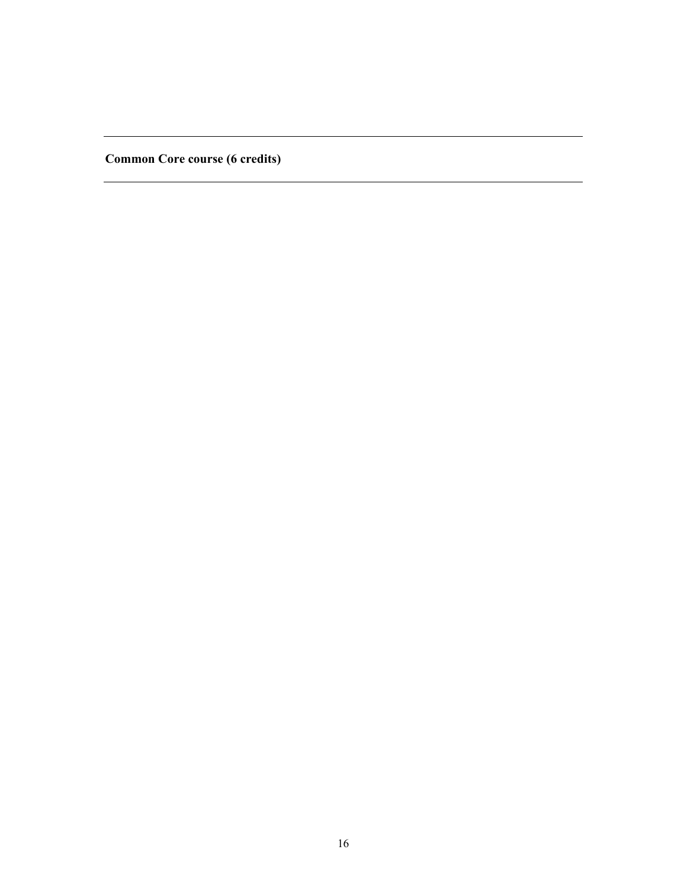**Common Core course (6 credits)**